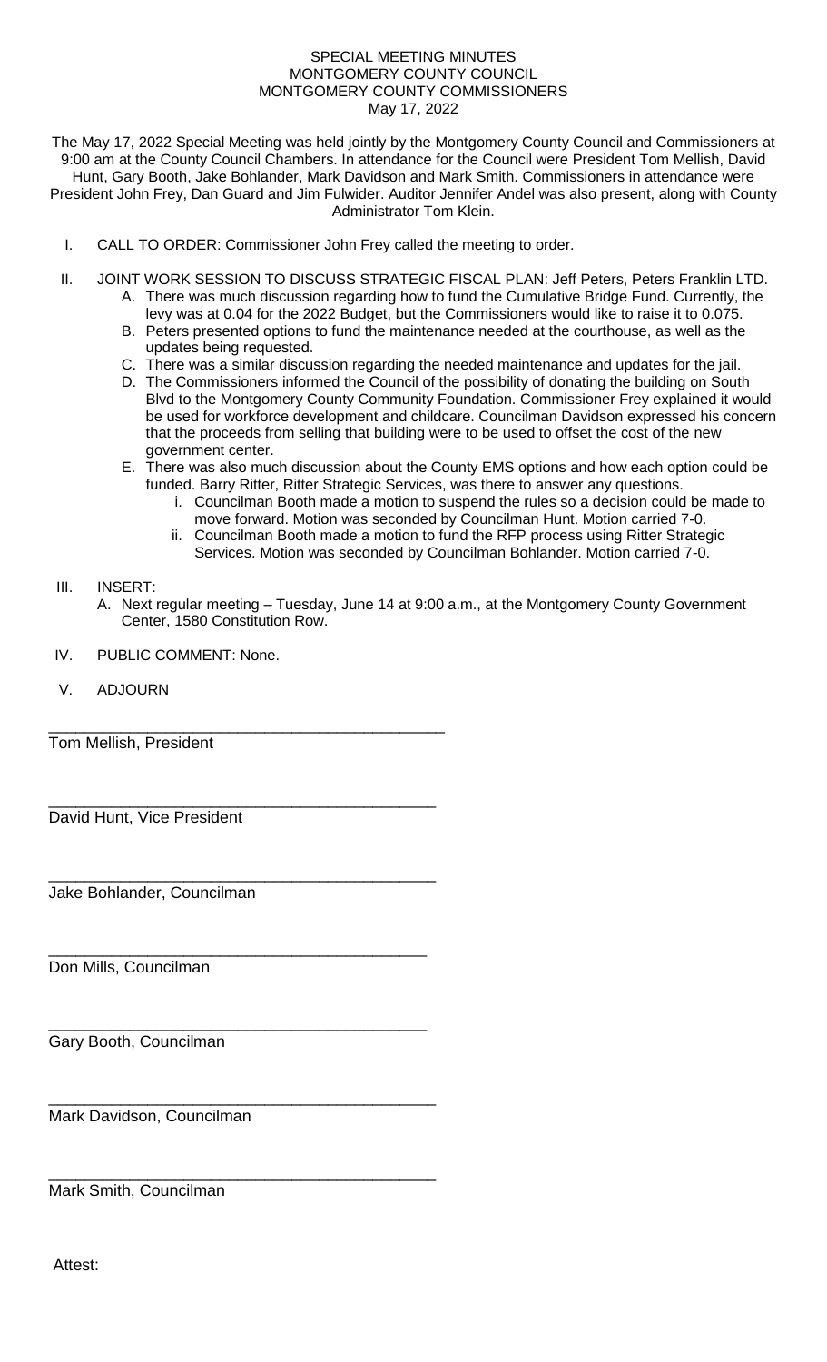SPECIAL MEETING MINUTES
MONTGOMERY COUNTY COUNCIL
MONTGOMERY COUNTY COMMISSIONERS
May 17, 2022

The May 17, 2022 Special Meeting was held jointly by the Montgomery County Council and Commissioners at 9:00 am at the County Council Chambers. In attendance for the Council were President Tom Mellish, David Hunt, Gary Booth, Jake Bohlander, Mark Davidson and Mark Smith. Commissioners in attendance were President John Frey, Dan Guard and Jim Fulwider. Auditor Jennifer Andel was also present, along with County Administrator Tom Klein.

I. CALL TO ORDER: Commissioner John Frey called the meeting to order.

II. JOINT WORK SESSION TO DISCUSS STRATEGIC FISCAL PLAN: Jeff Peters, Peters Franklin LTD.
   A. There was much discussion regarding how to fund the Cumulative Bridge Fund. Currently, the levy was at 0.04 for the 2022 Budget, but the Commissioners would like to raise it to 0.075.
   B. Peters presented options to fund the maintenance needed at the courthouse, as well as the updates being requested.
   C. There was a similar discussion regarding the needed maintenance and updates for the jail.
   D. The Commissioners informed the Council of the possibility of donating the building on South Blvd to the Montgomery County Community Foundation. Commissioner Frey explained it would be used for workforce development and childcare. Councilman Davidson expressed his concern that the proceeds from selling that building were to be used to offset the cost of the new government center.
   E. There was also much discussion about the County EMS options and how each option could be funded. Barry Ritter, Ritter Strategic Services, was there to answer any questions.
      i. Councilman Booth made a motion to suspend the rules so a decision could be made to move forward. Motion was seconded by Councilman Hunt. Motion carried 7-0.
      ii. Councilman Booth made a motion to fund the RFP process using Ritter Strategic Services. Motion was seconded by Councilman Bohlander. Motion carried 7-0.

III. INSERT:
   A. Next regular meeting – Tuesday, June 14 at 9:00 a.m., at the Montgomery County Government Center, 1580 Constitution Row.

IV. PUBLIC COMMENT: None.

V. ADJOURN

\_\_\_\_\_\_\_\_\_\_\_\_\_\_\_\_\_\_\_\_\_\_\_\_\_\_\_\_\_\_\_\_\_\_\_\_\_\_\_\_\_\_\_\_
Tom Mellish, President

\_\_\_\_\_\_\_\_\_\_\_\_\_\_\_\_\_\_\_\_\_\_\_\_\_\_\_\_\_\_\_\_\_\_\_\_\_\_\_\_\_\_\_\_
David Hunt, Vice President

\_\_\_\_\_\_\_\_\_\_\_\_\_\_\_\_\_\_\_\_\_\_\_\_\_\_\_\_\_\_\_\_\_\_\_\_\_\_\_\_\_\_\_\_
Jake Bohlander, Councilman

\_\_\_\_\_\_\_\_\_\_\_\_\_\_\_\_\_\_\_\_\_\_\_\_\_\_\_\_\_\_\_\_\_\_\_\_\_\_\_\_\_\_\_\_
Don Mills, Councilman

\_\_\_\_\_\_\_\_\_\_\_\_\_\_\_\_\_\_\_\_\_\_\_\_\_\_\_\_\_\_\_\_\_\_\_\_\_\_\_\_\_\_\_\_
Gary Booth, Councilman

\_\_\_\_\_\_\_\_\_\_\_\_\_\_\_\_\_\_\_\_\_\_\_\_\_\_\_\_\_\_\_\_\_\_\_\_\_\_\_\_\_\_\_\_
Mark Davidson, Councilman

\_\_\_\_\_\_\_\_\_\_\_\_\_\_\_\_\_\_\_\_\_\_\_\_\_\_\_\_\_\_\_\_\_\_\_\_\_\_\_\_\_\_\_\_
Mark Smith, Councilman

Attest: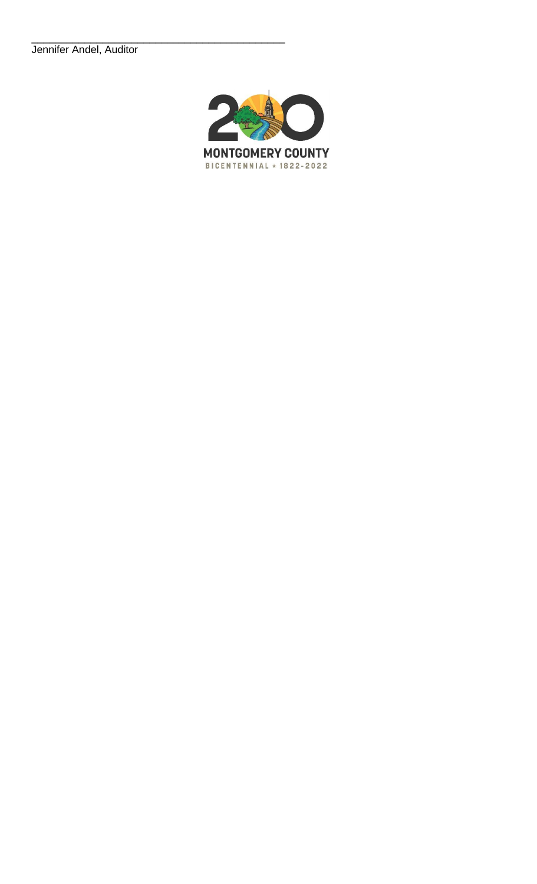\_\_\_\_\_\_\_\_\_\_\_\_\_\_\_\_\_\_\_\_\_\_\_\_\_\_\_\_\_\_\_\_\_\_\_\_\_\_\_\_\_\_\_\_

Jennifer Andel, Auditor

MONTGOMERY COUNTY

BICENTENNIAL ★ 1822-2022